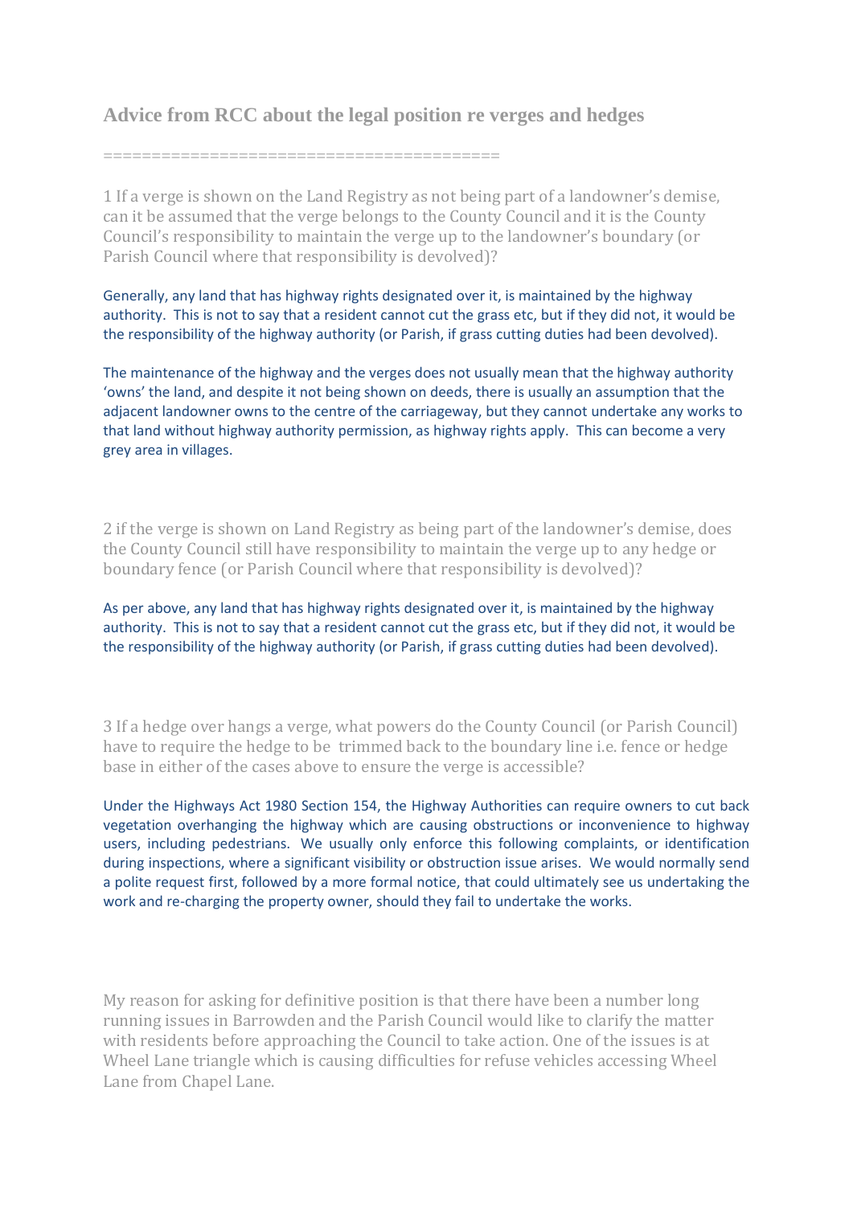# Advice from RCC about the legal position re verges and hedges

==========================================

1 If a verge is shown on the Land Registry as not being part of a landowner's demise, can it be assumed that the verge belongs to the County Council and it is the County Council's responsibility to maintain the verge up to the landowner's boundary (or Parish Council where that responsibility is devolved)?

Generally, any land that has highway rights designated over it, is maintained by the highway authority. This is not to say that a resident cannot cut the grass etc, but if they did not, it would be the responsibility of the highway authority (or Parish, if grass cutting duties had been devolved).

The maintenance of the highway and the verges does not usually mean that the highway authority 'owns' the land, and despite it not being shown on deeds, there is usually an assumption that the adjacent landowner owns to the centre of the carriageway, but they cannot undertake any works to that land without highway authority permission, as highway rights apply. This can become a very grey area in villages.

2 if the verge is shown on Land Registry as being part of the landowner's demise, does the County Council still have responsibility to maintain the verge up to any hedge or boundary fence (or Parish Council where that responsibility is devolved)?

As per above, any land that has highway rights designated over it, is maintained by the highway authority. This is not to say that a resident cannot cut the grass etc, but if they did not, it would be the responsibility of the highway authority (or Parish, if grass cutting duties had been devolved).

3 If a hedge over hangs a verge, what powers do the County Council (or Parish Council) have to require the hedge to be trimmed back to the boundary line i.e. fence or hedge base in either of the cases above to ensure the verge is accessible?

Under the Highways Act 1980 Section 154, the Highway Authorities can require owners to cut back vegetation overhanging the highway which are causing obstructions or inconvenience to highway users, including pedestrians. We usually only enforce this following complaints, or identification during inspections, where a significant visibility or obstruction issue arises. We would normally send a polite request first, followed by a more formal notice, that could ultimately see us undertaking the work and re-charging the property owner, should they fail to undertake the works.

My reason for asking for definitive position is that there have been a number long running issues in Barrowden and the Parish Council would like to clarify the matter with residents before approaching the Council to take action. One of the issues is at Wheel Lane triangle which is causing difficulties for refuse vehicles accessing Wheel Lane from Chapel Lane.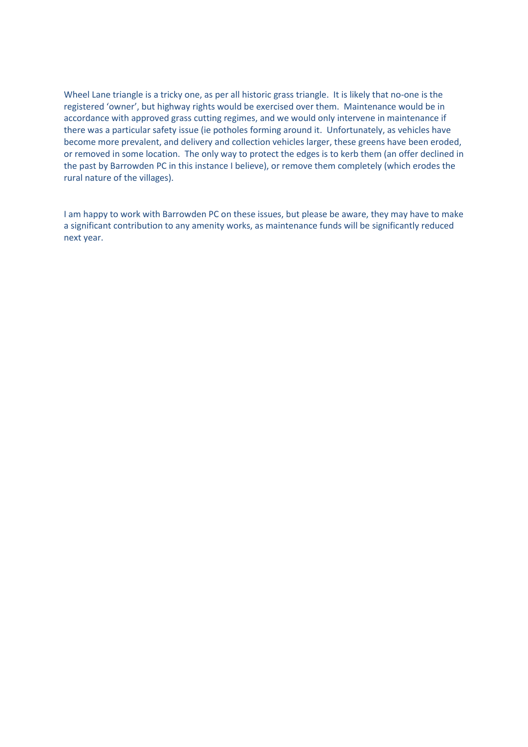Wheel Lane triangle is a tricky one, as per all historic grass triangle. It is likely that no-one is the registered 'owner', but highway rights would be exercised over them. Maintenance would be in accordance with approved grass cutting regimes, and we would only intervene in maintenance if there was a particular safety issue (ie potholes forming around it. Unfortunately, as vehicles have become more prevalent, and delivery and collection vehicles larger, these greens have been eroded, or removed in some location. The only way to protect the edges is to kerb them (an offer declined in the past by Barrowden PC in this instance I believe), or remove them completely (which erodes the rural nature of the villages).

I am happy to work with Barrowden PC on these issues, but please be aware, they may have to make a significant contribution to any amenity works, as maintenance funds will be significantly reduced next year.